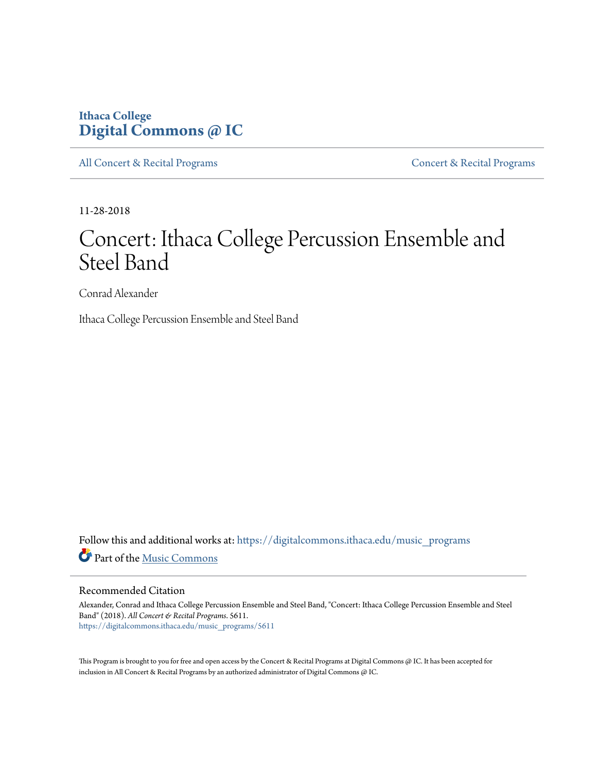Ithaca College
**Digital Commons @ IC**

All Concert & Recital Programs | Concert & Recital Programs

11-28-2018

# Concert: Ithaca College Percussion Ensemble and Steel Band

Conrad Alexander

Ithaca College Percussion Ensemble and Steel Band

Follow this and additional works at: https://digitalcommons.ithaca.edu/music_programs

Part of the Music Commons

## Recommended Citation

Alexander, Conrad and Ithaca College Percussion Ensemble and Steel Band, "Concert: Ithaca College Percussion Ensemble and Steel Band" (2018). *All Concert & Recital Programs*. 5611.
https://digitalcommons.ithaca.edu/music_programs/5611

This Program is brought to you for free and open access by the Concert & Recital Programs at Digital Commons @ IC. It has been accepted for inclusion in All Concert & Recital Programs by an authorized administrator of Digital Commons @ IC.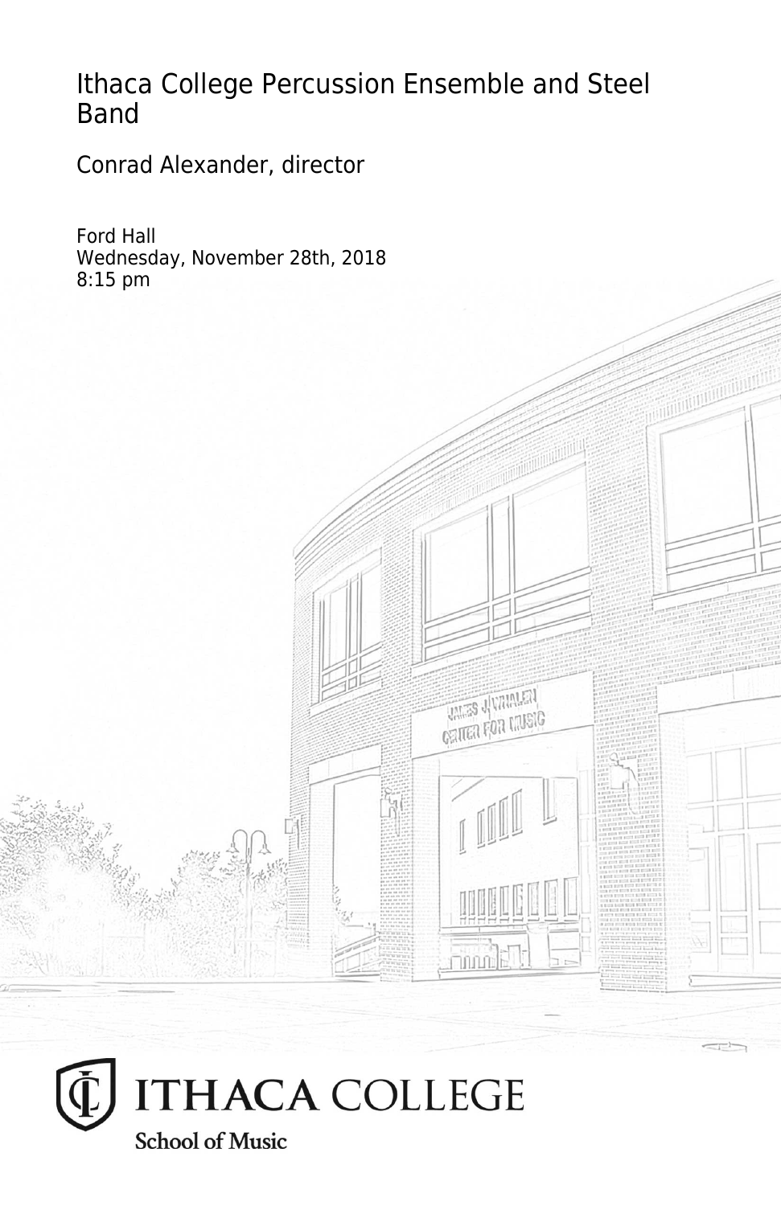# Ithaca College Percussion Ensemble and Steel Band

## Conrad Alexander, director

Ford Hall
Wednesday, November 28th, 2018
8:15 pm

ITHACA COLLEGE
School of Music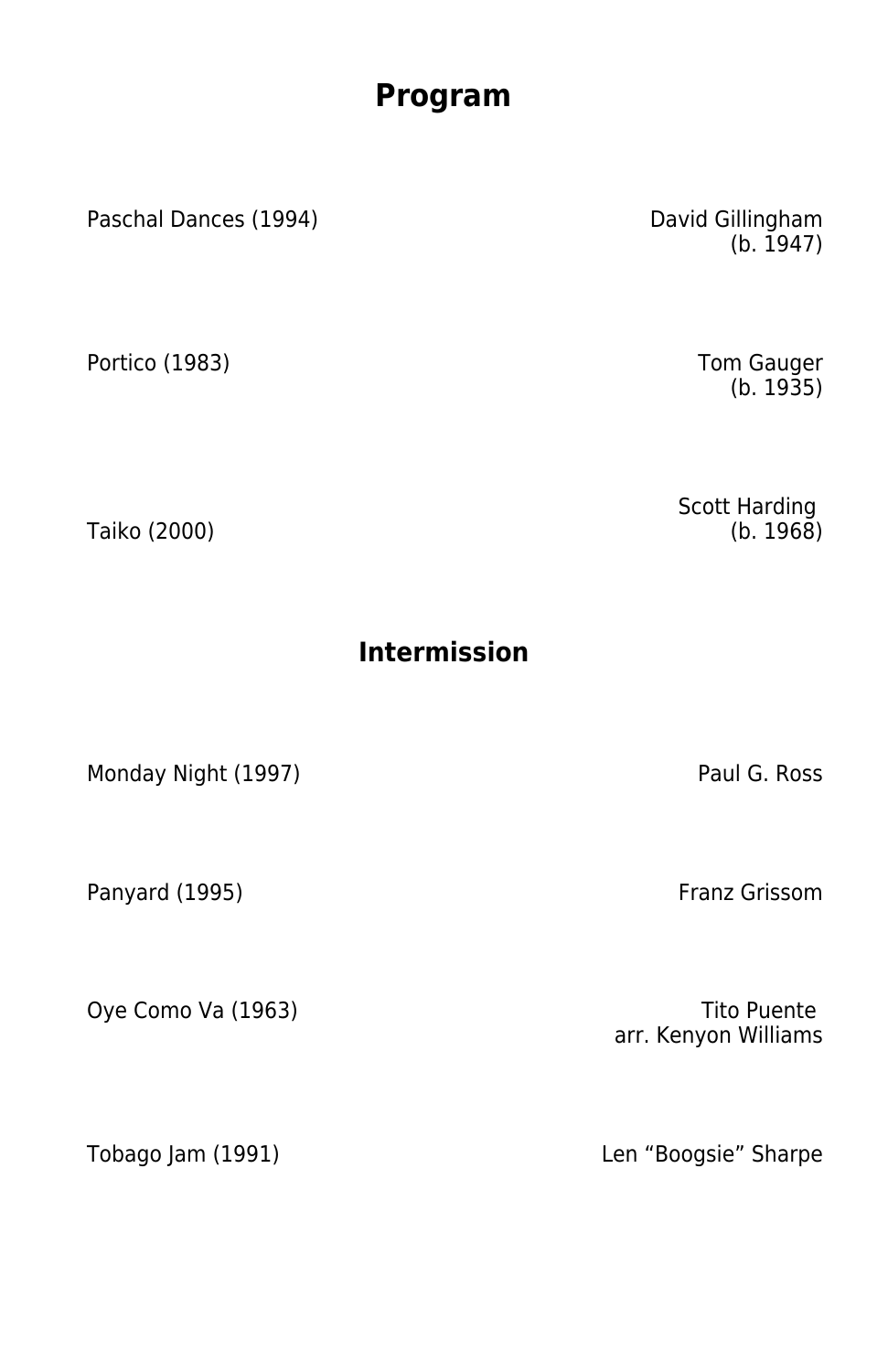# Program

Paschal Dances (1994) — David Gillingham (b. 1947)

Portico (1983) — Tom Gauger (b. 1935)

Taiko (2000) — Scott Harding (b. 1968)

## Intermission

Monday Night (1997) — Paul G. Ross

Panyard (1995) — Franz Grissom

Oye Como Va (1963) — Tito Puente, arr. Kenyon Williams

Tobago Jam (1991) — Len "Boogsie" Sharpe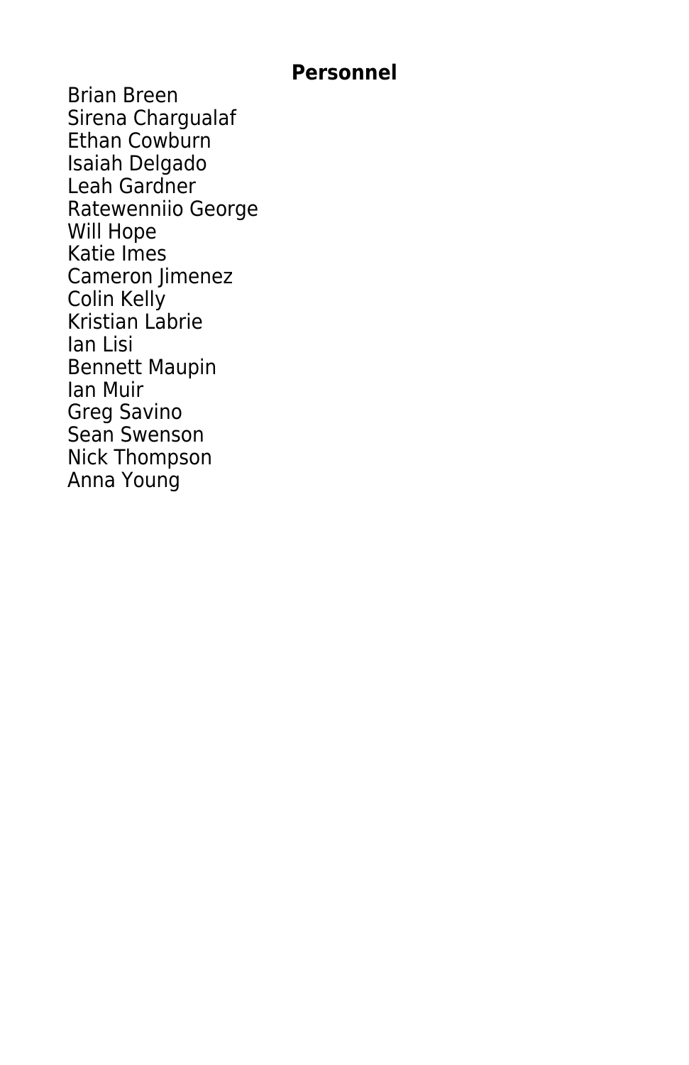## Personnel

Brian Breen
Sirena Chargualaf
Ethan Cowburn
Isaiah Delgado
Leah Gardner
Ratewenniio George
Will Hope
Katie Imes
Cameron Jimenez
Colin Kelly
Kristian Labrie
Ian Lisi
Bennett Maupin
Ian Muir
Greg Savino
Sean Swenson
Nick Thompson
Anna Young